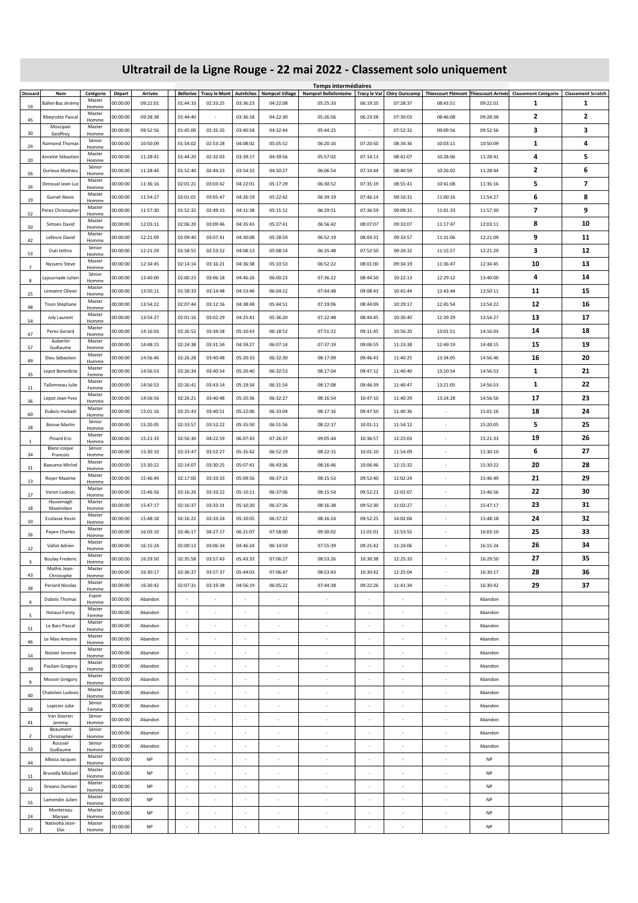# Ultratrail de la Ligne Rouge - 22 mai 2022 - Classement solo uniquement

| Dossard | Nom | Catégorie | Départ | Arrivée | Temps intermédiaires | | | | | | | | | Classement Catégorie | Classement Scratch |
|---|---|---|---|---|---|---|---|---|---|---|---|---|---|---|---|
| | | | | | Bellerive | Tracy le Mont | Autrêches | Nampcel Village | Nampcel Bellefontaine | Tracy le Val | Chiry Ourscamp | Thiescourt Plémont | Thiescourt Arrivée | | |
| 59 | Ballet-Baz Jérémy | Master Homme | 00:00:00 | 09:22:01 | 01:44:33 | 02:33:25 | 03:36:23 | 04:22:08 | 05:25:33 | 06:19:10 | 07:28:37 | 08:43:51 | 09:22:01 | 1 | 1 |
| 45 | Rbeyrotte Pascal | Master Homme | 00:00:00 | 09:28:38 | 01:44:40 | - | 03:36:18 | 04:22:30 | 05:26:56 | 06:23:28 | 07:30:03 | 08:46:08 | 09:28:38 | 2 | 2 |
| 30 | Moscipan Geoffrey | Master Homme | 00:00:00 | 09:52:56 | 01:45:00 | 02:35:35 | 03:40:58 | 04:32:44 | 05:44:25 | - | 07:52:32 | 09:09:56 | 09:52:56 | 3 | 3 |
| 29 | Raimond Thomas | Sénior Homme | 00:00:00 | 10:50:09 | 01:54:02 | 02:53:28 | 04:08:02 | 05:05:52 | 06:20:16 | 07:20:50 | 08:34:36 | 10:03:11 | 10:50:09 | 1 | 4 |
| 20 | Ancelot Sébastien | Master Homme | 00:00:00 | 11:28:41 | 01:44:20 | 02:32:03 | 03:39:17 | 04:39:56 | 05:57:02 | 07:14:13 | 08:41:07 | 10:28:06 | 11:28:41 | 4 | 5 |
| 56 | Durieux Mathieu | Sénior Homme | 00:00:00 | 11:28:44 | 01:52:40 | 02:44:23 | 03:54:33 | 04:50:27 | 06:06:54 | 07:14:44 | 08:40:59 | 10:26:02 | 11:28:44 | 2 | 6 |
| 16 | Denoual Jean-Luc | Master Homme | 00:00:00 | 11:36:16 | 02:01:21 | 03:03:42 | 04:22:01 | 05:17:29 | 06:30:52 | 07:35:19 | 08:55:41 | 10:41:08 | 11:36:16 | 5 | 7 |
| 19 | Guinet Alexis | Master Homme | 00:00:00 | 11:54:27 | 02:01:01 | 03:05:47 | 04:26:19 | 05:22:42 | 06:39:19 | 07:46:14 | 09:10:31 | 11:00:16 | 11:54:27 | 6 | 8 |
| 52 | Perez Christopher | Master Homme | 00:00:00 | 11:57:30 | 01:52:32 | 02:49:15 | 04:11:38 | 05:11:12 | 06:29:51 | 07:36:59 | 09:09:31 | 11:01:33 | 11:57:30 | 7 | 9 |
| 50 | Simoes David | Master Homme | 00:00:00 | 12:03:11 | 02:06:20 | 03:09:46 | 04:35:43 | 05:37:41 | 06:56:42 | 08:07:07 | 09:33:07 | 11:17:47 | 12:03:11 | 8 | 10 |
| 42 | Lefevre David | Master Homme | 00:00:00 | 12:21:09 | 02:09:40 | 03:07:41 | 04:30:08 | 05:28:59 | 06:52:19 | 08:04:31 | 09:33:57 | 11:31:06 | 12:21:09 | 9 | 11 |
| 53 | Outi Jethro | Sénior Homme | 00:00:00 | 12:21:29 | 01:58:55 | 02:53:52 | 04:08:13 | 05:08:14 | 06:35:48 | 07:52:50 | 09:20:32 | 11:15:57 | 12:21:29 | 3 | 12 |
| 7 | Nyssens Steve | Master Homme | 00:00:00 | 12:34:45 | 02:14:14 | 03:16:21 | 04:36:38 | 05:33:53 | 06:52:22 | 08:01:00 | 09:34:19 | 11:36:47 | 12:34:45 | 10 | 13 |
| 8 | Lajournade Julien | Sénior Homme | 00:00:00 | 13:40:00 | 02:00:23 | 03:06:18 | 04:46:26 | 06:00:23 | 07:36:22 | 08:44:50 | 10:22:13 | 12:29:12 | 13:40:00 | 4 | 14 |
| 25 | Lemaitre Olivier | Master Homme | 00:00:00 | 13:50:11 | 01:58:33 | 03:14:48 | 04:53:46 | 06:04:22 | 07:44:48 | 09:08:43 | 10:45:44 | 12:43:44 | 13:50:11 | 11 | 15 |
| 48 | Tison Stephane | Master Homme | 00:00:00 | 13:54:22 | 02:07:44 | 03:12:16 | 04:38:48 | 05:44:51 | 07:19:06 | 08:44:09 | 10:29:17 | 12:45:54 | 13:54:22 | 12 | 16 |
| 54 | Joly Laurent | Master Homme | 00:00:00 | 13:54:27 | 02:01:16 | 03:02:29 | 04:25:41 | 05:36:20 | 07:22:48 | 08:44:45 | 10:30:40 | 12:39:29 | 13:54:27 | 13 | 17 |
| 47 | Peres Gerard | Master Homme | 00:00:00 | 14:16:03 | 02:26:52 | 03:34:58 | 05:10:43 | 06:18:52 | 07:51:22 | 09:11:45 | 10:56:20 | 13:01:51 | 14:16:03 | 14 | 18 |
| 57 | Aubertin Guillaume | Master Homme | 00:00:00 | 14:48:15 | 02:24:38 | 03:31:34 | 04:59:27 | 06:07:14 | 07:37:19 | 09:06:55 | 11:23:38 | 12:49:19 | 14:48:15 | 15 | 19 |
| 49 | Dieu Sébastien | Master Homme | 00:00:00 | 14:56:46 | 02:26:28 | 03:40:48 | 05:20:33 | 06:32:30 | 08:17:09 | 09:46:43 | 11:40:25 | 13:34:05 | 14:56:46 | 16 | 20 |
| 35 | Lepot Benedicte | Master Femme | 00:00:00 | 14:56:53 | 02:26:34 | 03:40:54 | 05:20:40 | 06:32:53 | 08:17:04 | 09:47:12 | 11:40:40 | 13:10:54 | 14:56:53 | 1 | 21 |
| 21 | Tallonneau Julie | Master Femme | 00:00:00 | 14:56:53 | 02:26:41 | 03:43:14 | 05:19:34 | 06:31:54 | 08:17:08 | 09:46:39 | 11:40:47 | 13:21:05 | 14:56:53 | 1 | 22 |
| 36 | Lepot Jean-Yves | Master Homme | 00:00:00 | 14:56:56 | 02:26:21 | 03:40:48 | 05:20:36 | 06:32:27 | 08:16:54 | 10:47:10 | 11:40:29 | 13:24:28 | 14:56:56 | 17 | 23 |
| 60 | Dubois mickaël | Master Homme | 00:00:00 | 15:01:16 | 02:25:43 | 03:40:51 | 05:22:06 | 06:33:04 | 08:17:16 | 09:47:50 | 11:40:36 | - | 15:01:16 | 18 | 24 |
| 28 | Boisse Martin | Sénior Homme | 00:00:00 | 15:20:05 | 02:33:57 | 03:52:22 | 05:35:50 | 06:51:56 | 08:22:17 | 10:01:11 | 11:54:12 | - | 15:20:05 | 5 | 25 |
| 1 | Pinard Eric | Master Homme | 00:00:00 | 15:21:33 | 02:56:30 | 04:22:59 | 06:07:43 | 07:26:37 | 09:05:44 | 10:36:57 | 12:23:03 | - | 15:21:33 | 19 | 26 |
| 34 | Blanc-coque Francois | Sénior Homme | 00:00:00 | 15:30:10 | 02:33:47 | 03:52:27 | 05:35:42 | 06:52:19 | 08:22:15 | 10:01:10 | 11:54:09 | - | 15:30:10 | 6 | 27 |
| 31 | Baouena Michel | Master Homme | 00:00:00 | 15:30:22 | 02:14:07 | 03:30:25 | 05:07:41 | 06:43:36 | 08:16:46 | 10:06:46 | 12:15:32 | - | 15:30:22 | 20 | 28 |
| 13 | Royer Maxime | Master Homme | 00:00:00 | 15:46:49 | 02:17:00 | 03:33:33 | 05:09:56 | 06:37:13 | 08:15:53 | 09:52:40 | 12:02:24 | - | 15:46:49 | 21 | 29 |
| 27 | Veron Ludovic | Master Homme | 00:00:00 | 15:46:56 | 02:16:26 | 03:33:22 | 05:10:11 | 06:37:06 | 08:15:54 | 09:52:21 | 12:02:07 | - | 15:46:56 | 22 | 30 |
| 18 | Houvenagh Maximilien | Master Homme | 00:00:00 | 15:47:17 | 02:16:37 | 03:33:31 | 05:10:20 | 06:37:26 | 08:16:38 | 09:52:30 | 12:02:27 | - | 15:47:17 | 23 | 31 |
| 10 | Ecolasse Kevin | Master Homme | 00:00:00 | 15:48:18 | 02:16:22 | 03:33:24 | 05:10:05 | 06:37:22 | 08:16:24 | 09:52:25 | 14:02:04 | - | 15:48:18 | 24 | 32 |
| 26 | Payen Charles | Master Homme | 00:00:00 | 16:03:10 | 02:46:17 | 04:27:17 | 06:21:07 | 07:58:00 | 09:30:02 | 11:01:01 | 12:53:55 | - | 16:03:10 | 25 | 33 |
| 12 | Vallot Adrien | Master Homme | 00:00:00 | 16:15:24 | 02:00:13 | 03:06:34 | 04:46:24 | 06:14:59 | 07:55:39 | 09:25:42 | 11:24:06 | - | 16:15:24 | 26 | 34 |
| 3 | Boulay Frederic | Master Homme | 00:00:00 | 16:29:50 | 02:35:58 | 03:57:43 | 05:43:33 | 07:06:27 | 08:53:26 | 10:30:38 | 12:25:33 | - | 16:29:50 | 27 | 35 |
| 43 | Mathis Jean-Christophe | Master Homme | 00:00:00 | 16:30:17 | 02:36:37 | 03:57:37 | 05:44:03 | 07:06:47 | 08:53:43 | 10:30:42 | 12:25:04 | - | 16:30:17 | 28 | 36 |
| 38 | Periard Nicolas | Master Homme | 00:00:00 | 16:30:42 | 02:07:31 | 03:19:38 | 04:56:19 | 06:05:22 | 07:44:38 | 09:22:26 | 11:41:34 | - | 16:30:42 | 29 | 37 |
| 4 | Dubois Thomas | Espoir Homme | 00:00:00 | Abandon | - | - | - | - | - | - | - | - | Abandon | | |
| 5 | Hotaux Fanny | Master Femme | 00:00:00 | Abandon | - | - | - | - | - | - | - | - | Abandon | | |
| 51 | Le Bars Pascal | Master Homme | 00:00:00 | Abandon | - | - | - | - | - | - | - | - | Abandon | | |
| 46 | Le Mao Antoine | Master Homme | 00:00:00 | Abandon | - | - | - | - | - | - | - | - | Abandon | | |
| 14 | Noizier Jerome | Master Homme | 00:00:00 | Abandon | - | - | - | - | - | - | - | - | Abandon | | |
| 39 | Poulain Gregory | Master Homme | 00:00:00 | Abandon | - | - | - | - | - | - | - | - | Abandon | | |
| 9 | Mosser Gregory | Master Homme | 00:00:00 | Abandon | - | - | - | - | - | - | - | - | Abandon | | |
| 40 | Chatelain Ludovic | Master Homme | 00:00:00 | Abandon | - | - | - | - | - | - | - | - | Abandon | | |
| 58 | Lepicier Julie | Sénior Femme | 00:00:00 | Abandon | - | - | - | - | - | - | - | - | Abandon | | |
| 41 | Van Dooren Jeremy | Sénior Homme | 00:00:00 | Abandon | - | - | - | - | - | - | - | - | Abandon | | |
| 2 | Beaumont Christopher | Sénior Homme | 00:00:00 | Abandon | - | - | - | - | - | - | - | - | Abandon | | |
| 33 | Roussel Guillaume | Sénior Homme | 00:00:00 | Abandon | - | - | - | - | - | - | - | - | Abandon | | |
| 44 | Albeza Jacques | Master Homme | 00:00:00 | NP | - | - | - | - | - | - | - | - | NP | | |
| 11 | Brunella Mickael | Master Homme | 00:00:00 | NP | - | - | - | - | - | - | - | - | NP | | |
| 32 | Dreano Damien | Master Homme | 00:00:00 | NP | - | - | - | - | - | - | - | - | NP | | |
| 55 | Lamendin Julien | Master Homme | 00:00:00 | NP | - | - | - | - | - | - | - | - | NP | | |
| 24 | Montereau Maryan | Master Homme | 00:00:00 | NP | - | - | - | - | - | - | - | - | NP | | |
| 37 | Nativoha Jean-Eloi | Master Homme | 00:00:00 | NP | - | - | - | - | - | - | - | - | NP | | |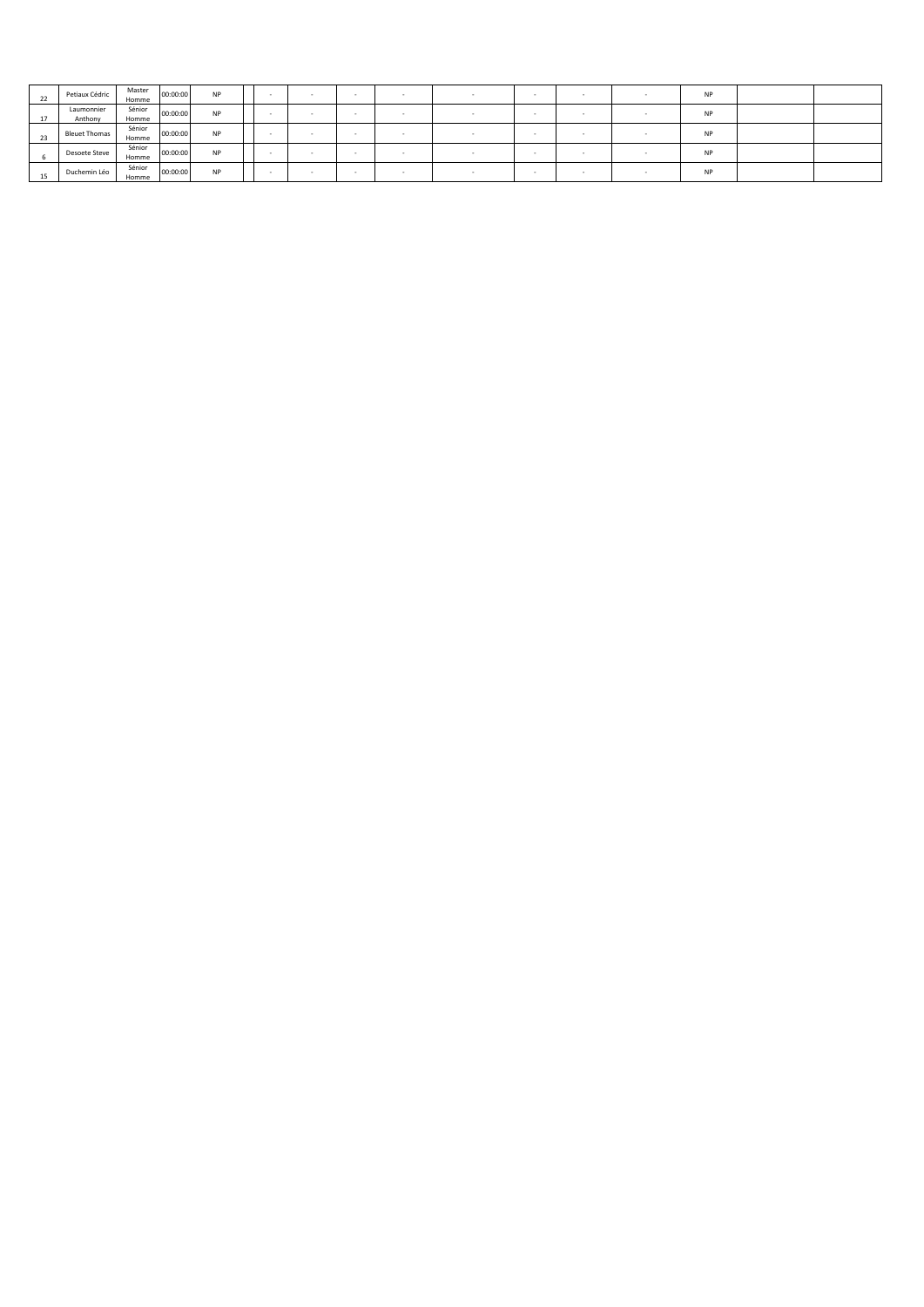| | | | | | | | | | | | | | | | | |
|---|---|---|---|---|---|---|---|---|---|---|---|---|---|---|---|---|
| 22 | Petiaux Cédric | Master Homme | 00:00:00 | NP | | - | - | - | - | - | - | - | - | NP | | |
| 17 | Laumonnier Anthony | Sénior Homme | 00:00:00 | NP | | - | - | - | - | - | - | - | - | NP | | |
| 23 | Bleuet Thomas | Sénior Homme | 00:00:00 | NP | | - | - | - | - | - | - | - | - | NP | | |
| 6 | Desoete Steve | Sénior Homme | 00:00:00 | NP | | - | - | - | - | - | - | - | - | NP | | |
| 15 | Duchemin Léo | Sénior Homme | 00:00:00 | NP | | - | - | - | - | - | - | - | - | NP | | |